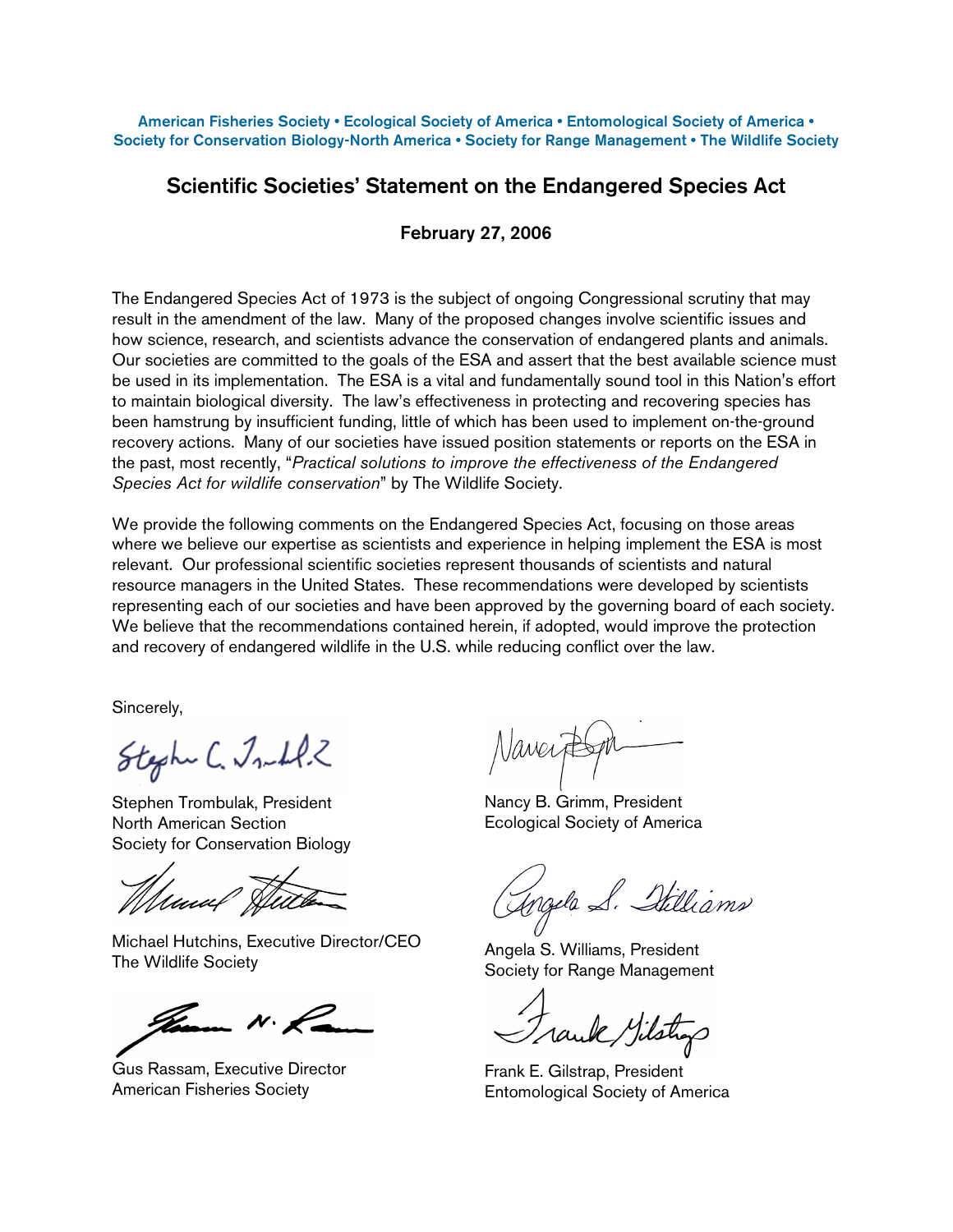American Fisheries Society • Ecological Society of America • Entomological Society of America • Society for Conservation Biology-North America • Society for Range Management • The Wildlife Society

# Scientific Societies' Statement on the Endangered Species Act

**February 27, 2006**

The Endangered Species Act of 1973 is the subject of ongoing Congressional scrutiny that may result in the amendment of the law. Many of the proposed changes involve scientific issues and how science, research, and scientists advance the conservation of endangered plants and animals. Our societies are committed to the goals of the ESA and assert that the best available science must be used in its implementation. The ESA is a vital and fundamentally sound tool in this Nation's effort to maintain biological diversity. The law's effectiveness in protecting and recovering species has been hamstrung by insufficient funding, little of which has been used to implement on-the-ground recovery actions. Many of our societies have issued position statements or reports on the ESA in the past, most recently, "*Practical solutions to improve the effectiveness of the Endangered Species Act for wildlife conservation*" by The Wildlife Society.

We provide the following comments on the Endangered Species Act, focusing on those areas where we believe our expertise as scientists and experience in helping implement the ESA is most relevant. Our professional scientific societies represent thousands of scientists and natural resource managers in the United States. These recommendations were developed by scientists representing each of our societies and have been approved by the governing board of each society. We believe that the recommendations contained herein, if adopted, would improve the protection and recovery of endangered wildlife in the U.S. while reducing conflict over the law.

Sincerely,

Stephen Trombulak, President
North American Section
Society for Conservation Biology

Nancy B. Grimm, President
Ecological Society of America

Michael Hutchins, Executive Director/CEO
The Wildlife Society

Angela S. Williams, President
Society for Range Management

Gus Rassam, Executive Director
American Fisheries Society

Frank E. Gilstrap, President
Entomological Society of America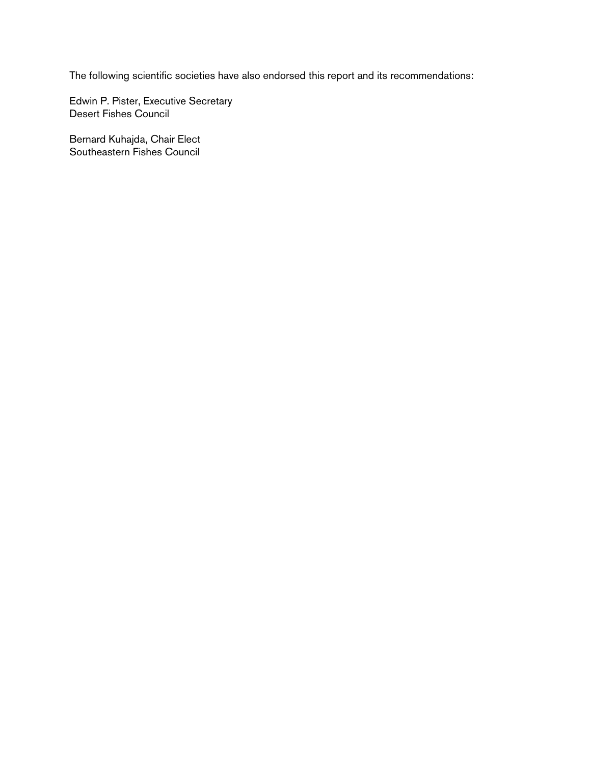The following scientific societies have also endorsed this report and its recommendations:

Edwin P. Pister, Executive Secretary  
Desert Fishes Council

Bernard Kuhajda, Chair Elect  
Southeastern Fishes Council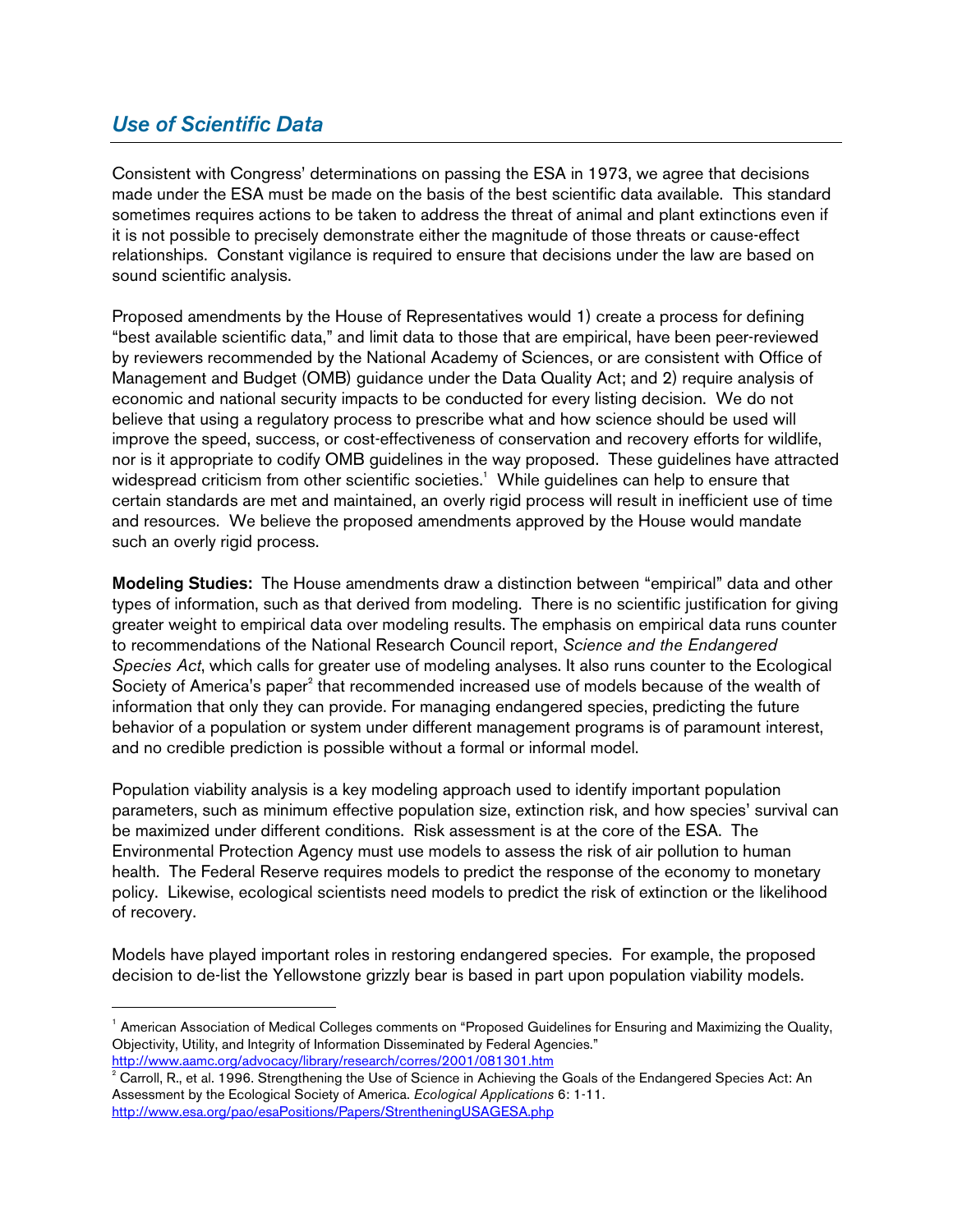## *Use of Scientific Data*

Consistent with Congress' determinations on passing the ESA in 1973, we agree that decisions made under the ESA must be made on the basis of the best scientific data available. This standard sometimes requires actions to be taken to address the threat of animal and plant extinctions even if it is not possible to precisely demonstrate either the magnitude of those threats or cause-effect relationships. Constant vigilance is required to ensure that decisions under the law are based on sound scientific analysis.

Proposed amendments by the House of Representatives would 1) create a process for defining "best available scientific data," and limit data to those that are empirical, have been peer-reviewed by reviewers recommended by the National Academy of Sciences, or are consistent with Office of Management and Budget (OMB) guidance under the Data Quality Act; and 2) require analysis of economic and national security impacts to be conducted for every listing decision. We do not believe that using a regulatory process to prescribe what and how science should be used will improve the speed, success, or cost-effectiveness of conservation and recovery efforts for wildlife, nor is it appropriate to codify OMB guidelines in the way proposed. These guidelines have attracted widespread criticism from other scientific societies.[1] While guidelines can help to ensure that certain standards are met and maintained, an overly rigid process will result in inefficient use of time and resources. We believe the proposed amendments approved by the House would mandate such an overly rigid process.

**Modeling Studies:** The House amendments draw a distinction between "empirical" data and other types of information, such as that derived from modeling. There is no scientific justification for giving greater weight to empirical data over modeling results. The emphasis on empirical data runs counter to recommendations of the National Research Council report, *Science and the Endangered Species Act*, which calls for greater use of modeling analyses. It also runs counter to the Ecological Society of America's paper[2] that recommended increased use of models because of the wealth of information that only they can provide. For managing endangered species, predicting the future behavior of a population or system under different management programs is of paramount interest, and no credible prediction is possible without a formal or informal model.

Population viability analysis is a key modeling approach used to identify important population parameters, such as minimum effective population size, extinction risk, and how species' survival can be maximized under different conditions. Risk assessment is at the core of the ESA. The Environmental Protection Agency must use models to assess the risk of air pollution to human health. The Federal Reserve requires models to predict the response of the economy to monetary policy. Likewise, ecological scientists need models to predict the risk of extinction or the likelihood of recovery.

Models have played important roles in restoring endangered species. For example, the proposed decision to de-list the Yellowstone grizzly bear is based in part upon population viability models.

---

[1] American Association of Medical Colleges comments on "Proposed Guidelines for Ensuring and Maximizing the Quality, Objectivity, Utility, and Integrity of Information Disseminated by Federal Agencies." http://www.aamc.org/advocacy/library/research/corres/2001/081301.htm

[2] Carroll, R., et al. 1996. Strengthening the Use of Science in Achieving the Goals of the Endangered Species Act: An Assessment by the Ecological Society of America. *Ecological Applications* 6: 1-11. http://www.esa.org/pao/esaPositions/Papers/StrentheningUSAGESA.php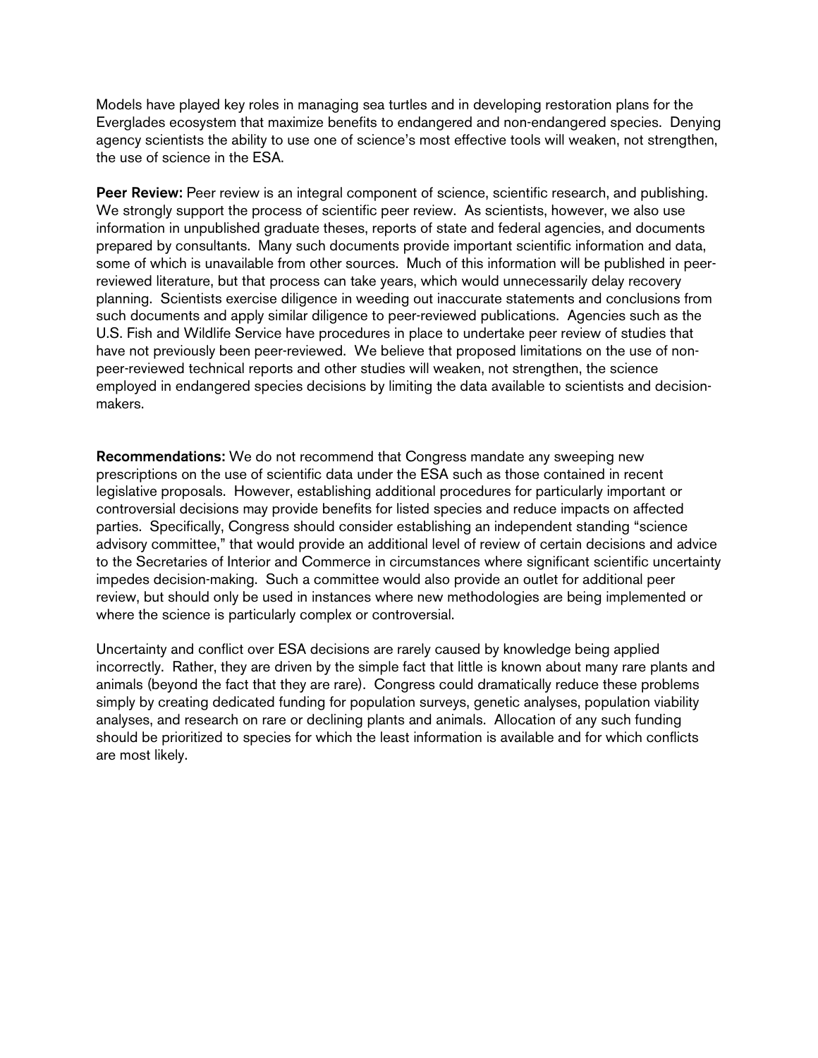Models have played key roles in managing sea turtles and in developing restoration plans for the Everglades ecosystem that maximize benefits to endangered and non-endangered species. Denying agency scientists the ability to use one of science's most effective tools will weaken, not strengthen, the use of science in the ESA.

**Peer Review:** Peer review is an integral component of science, scientific research, and publishing. We strongly support the process of scientific peer review. As scientists, however, we also use information in unpublished graduate theses, reports of state and federal agencies, and documents prepared by consultants. Many such documents provide important scientific information and data, some of which is unavailable from other sources. Much of this information will be published in peer-reviewed literature, but that process can take years, which would unnecessarily delay recovery planning. Scientists exercise diligence in weeding out inaccurate statements and conclusions from such documents and apply similar diligence to peer-reviewed publications. Agencies such as the U.S. Fish and Wildlife Service have procedures in place to undertake peer review of studies that have not previously been peer-reviewed. We believe that proposed limitations on the use of non-peer-reviewed technical reports and other studies will weaken, not strengthen, the science employed in endangered species decisions by limiting the data available to scientists and decision-makers.

**Recommendations:** We do not recommend that Congress mandate any sweeping new prescriptions on the use of scientific data under the ESA such as those contained in recent legislative proposals. However, establishing additional procedures for particularly important or controversial decisions may provide benefits for listed species and reduce impacts on affected parties. Specifically, Congress should consider establishing an independent standing "science advisory committee," that would provide an additional level of review of certain decisions and advice to the Secretaries of Interior and Commerce in circumstances where significant scientific uncertainty impedes decision-making. Such a committee would also provide an outlet for additional peer review, but should only be used in instances where new methodologies are being implemented or where the science is particularly complex or controversial.

Uncertainty and conflict over ESA decisions are rarely caused by knowledge being applied incorrectly. Rather, they are driven by the simple fact that little is known about many rare plants and animals (beyond the fact that they are rare). Congress could dramatically reduce these problems simply by creating dedicated funding for population surveys, genetic analyses, population viability analyses, and research on rare or declining plants and animals. Allocation of any such funding should be prioritized to species for which the least information is available and for which conflicts are most likely.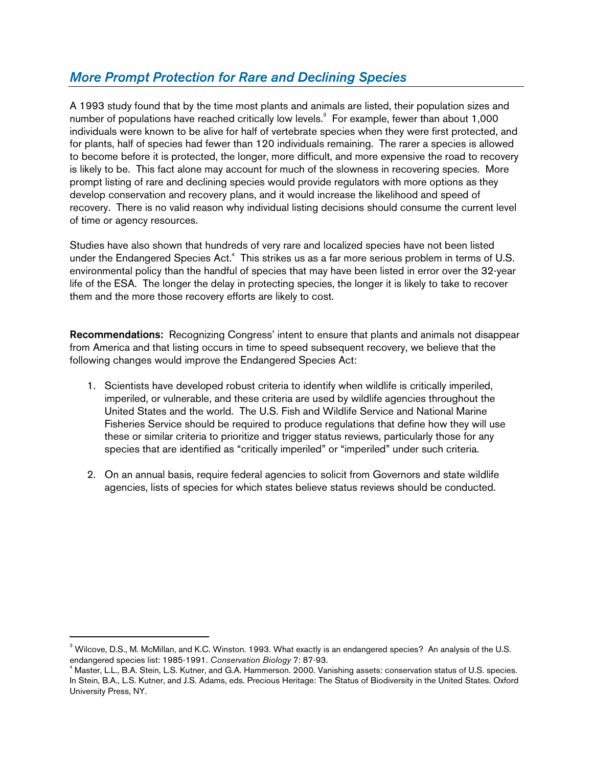## *More Prompt Protection for Rare and Declining Species*

A 1993 study found that by the time most plants and animals are listed, their population sizes and number of populations have reached critically low levels.[3] For example, fewer than about 1,000 individuals were known to be alive for half of vertebrate species when they were first protected, and for plants, half of species had fewer than 120 individuals remaining. The rarer a species is allowed to become before it is protected, the longer, more difficult, and more expensive the road to recovery is likely to be. This fact alone may account for much of the slowness in recovering species. More prompt listing of rare and declining species would provide regulators with more options as they develop conservation and recovery plans, and it would increase the likelihood and speed of recovery. There is no valid reason why individual listing decisions should consume the current level of time or agency resources.

Studies have also shown that hundreds of very rare and localized species have not been listed under the Endangered Species Act.[4] This strikes us as a far more serious problem in terms of U.S. environmental policy than the handful of species that may have been listed in error over the 32-year life of the ESA. The longer the delay in protecting species, the longer it is likely to take to recover them and the more those recovery efforts are likely to cost.

**Recommendations:** Recognizing Congress' intent to ensure that plants and animals not disappear from America and that listing occurs in time to speed subsequent recovery, we believe that the following changes would improve the Endangered Species Act:

1. Scientists have developed robust criteria to identify when wildlife is critically imperiled, imperiled, or vulnerable, and these criteria are used by wildlife agencies throughout the United States and the world. The U.S. Fish and Wildlife Service and National Marine Fisheries Service should be required to produce regulations that define how they will use these or similar criteria to prioritize and trigger status reviews, particularly those for any species that are identified as "critically imperiled" or "imperiled" under such criteria.

2. On an annual basis, require federal agencies to solicit from Governors and state wildlife agencies, lists of species for which states believe status reviews should be conducted.

---

[3] Wilcove, D.S., M. McMillan, and K.C. Winston. 1993. What exactly is an endangered species? An analysis of the U.S. endangered species list: 1985-1991. *Conservation Biology* 7: 87-93.

[4] Master, L.L., B.A. Stein, L.S. Kutner, and G.A. Hammerson. 2000. Vanishing assets: conservation status of U.S. species. In Stein, B.A., L.S. Kutner, and J.S. Adams, eds. Precious Heritage: The Status of Biodiversity in the United States. Oxford University Press, NY.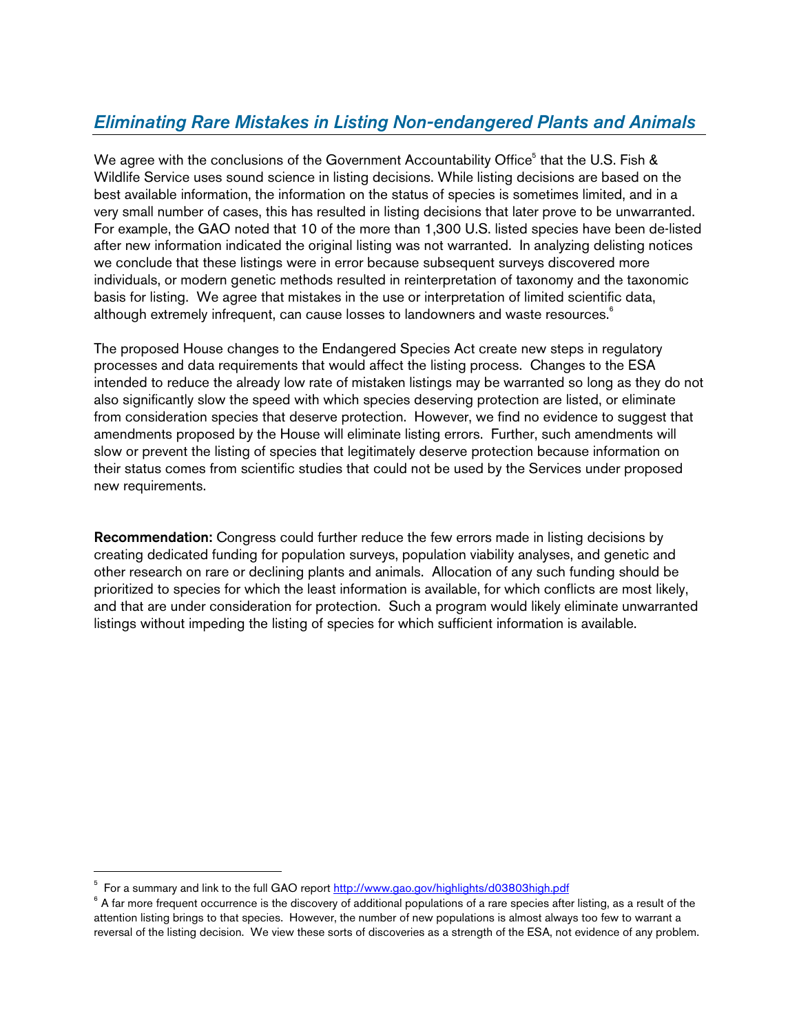## *Eliminating Rare Mistakes in Listing Non-endangered Plants and Animals*

We agree with the conclusions of the Government Accountability Office[5] that the U.S. Fish & Wildlife Service uses sound science in listing decisions. While listing decisions are based on the best available information, the information on the status of species is sometimes limited, and in a very small number of cases, this has resulted in listing decisions that later prove to be unwarranted. For example, the GAO noted that 10 of the more than 1,300 U.S. listed species have been de-listed after new information indicated the original listing was not warranted. In analyzing delisting notices we conclude that these listings were in error because subsequent surveys discovered more individuals, or modern genetic methods resulted in reinterpretation of taxonomy and the taxonomic basis for listing. We agree that mistakes in the use or interpretation of limited scientific data, although extremely infrequent, can cause losses to landowners and waste resources.[6]

The proposed House changes to the Endangered Species Act create new steps in regulatory processes and data requirements that would affect the listing process. Changes to the ESA intended to reduce the already low rate of mistaken listings may be warranted so long as they do not also significantly slow the speed with which species deserving protection are listed, or eliminate from consideration species that deserve protection. However, we find no evidence to suggest that amendments proposed by the House will eliminate listing errors. Further, such amendments will slow or prevent the listing of species that legitimately deserve protection because information on their status comes from scientific studies that could not be used by the Services under proposed new requirements.

**Recommendation:** Congress could further reduce the few errors made in listing decisions by creating dedicated funding for population surveys, population viability analyses, and genetic and other research on rare or declining plants and animals. Allocation of any such funding should be prioritized to species for which the least information is available, for which conflicts are most likely, and that are under consideration for protection. Such a program would likely eliminate unwarranted listings without impeding the listing of species for which sufficient information is available.

---

[5] For a summary and link to the full GAO report http://www.gao.gov/highlights/d03803high.pdf

[6] A far more frequent occurrence is the discovery of additional populations of a rare species after listing, as a result of the attention listing brings to that species. However, the number of new populations is almost always too few to warrant a reversal of the listing decision. We view these sorts of discoveries as a strength of the ESA, not evidence of any problem.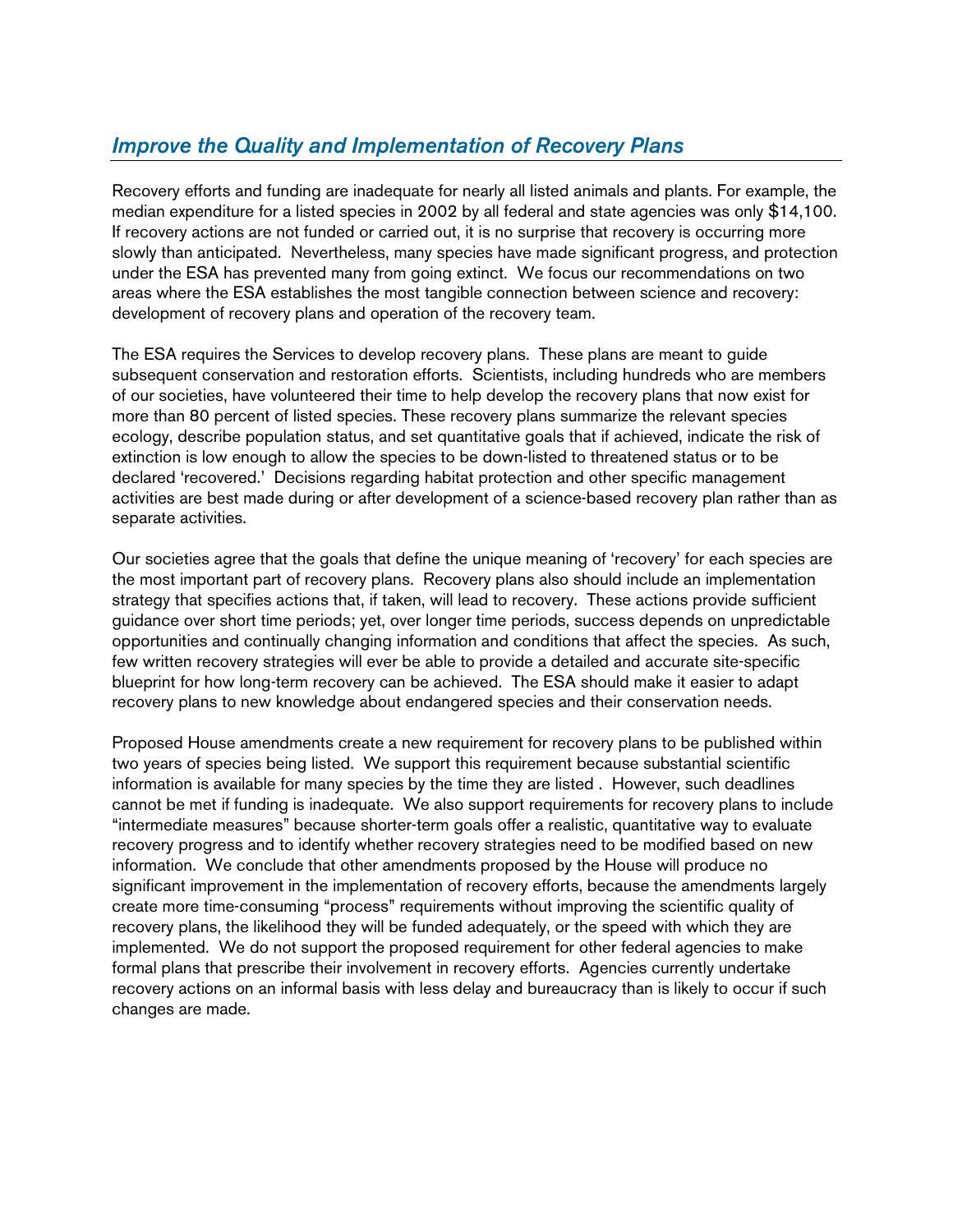## *Improve the Quality and Implementation of Recovery Plans*

Recovery efforts and funding are inadequate for nearly all listed animals and plants. For example, the median expenditure for a listed species in 2002 by all federal and state agencies was only $14,100. If recovery actions are not funded or carried out, it is no surprise that recovery is occurring more slowly than anticipated. Nevertheless, many species have made significant progress, and protection under the ESA has prevented many from going extinct. We focus our recommendations on two areas where the ESA establishes the most tangible connection between science and recovery: development of recovery plans and operation of the recovery team.

The ESA requires the Services to develop recovery plans. These plans are meant to guide subsequent conservation and restoration efforts. Scientists, including hundreds who are members of our societies, have volunteered their time to help develop the recovery plans that now exist for more than 80 percent of listed species. These recovery plans summarize the relevant species ecology, describe population status, and set quantitative goals that if achieved, indicate the risk of extinction is low enough to allow the species to be down-listed to threatened status or to be declared 'recovered.' Decisions regarding habitat protection and other specific management activities are best made during or after development of a science-based recovery plan rather than as separate activities.

Our societies agree that the goals that define the unique meaning of 'recovery' for each species are the most important part of recovery plans. Recovery plans also should include an implementation strategy that specifies actions that, if taken, will lead to recovery. These actions provide sufficient guidance over short time periods; yet, over longer time periods, success depends on unpredictable opportunities and continually changing information and conditions that affect the species. As such, few written recovery strategies will ever be able to provide a detailed and accurate site-specific blueprint for how long-term recovery can be achieved. The ESA should make it easier to adapt recovery plans to new knowledge about endangered species and their conservation needs.

Proposed House amendments create a new requirement for recovery plans to be published within two years of species being listed. We support this requirement because substantial scientific information is available for many species by the time they are listed . However, such deadlines cannot be met if funding is inadequate. We also support requirements for recovery plans to include "intermediate measures" because shorter-term goals offer a realistic, quantitative way to evaluate recovery progress and to identify whether recovery strategies need to be modified based on new information. We conclude that other amendments proposed by the House will produce no significant improvement in the implementation of recovery efforts, because the amendments largely create more time-consuming "process" requirements without improving the scientific quality of recovery plans, the likelihood they will be funded adequately, or the speed with which they are implemented. We do not support the proposed requirement for other federal agencies to make formal plans that prescribe their involvement in recovery efforts. Agencies currently undertake recovery actions on an informal basis with less delay and bureaucracy than is likely to occur if such changes are made.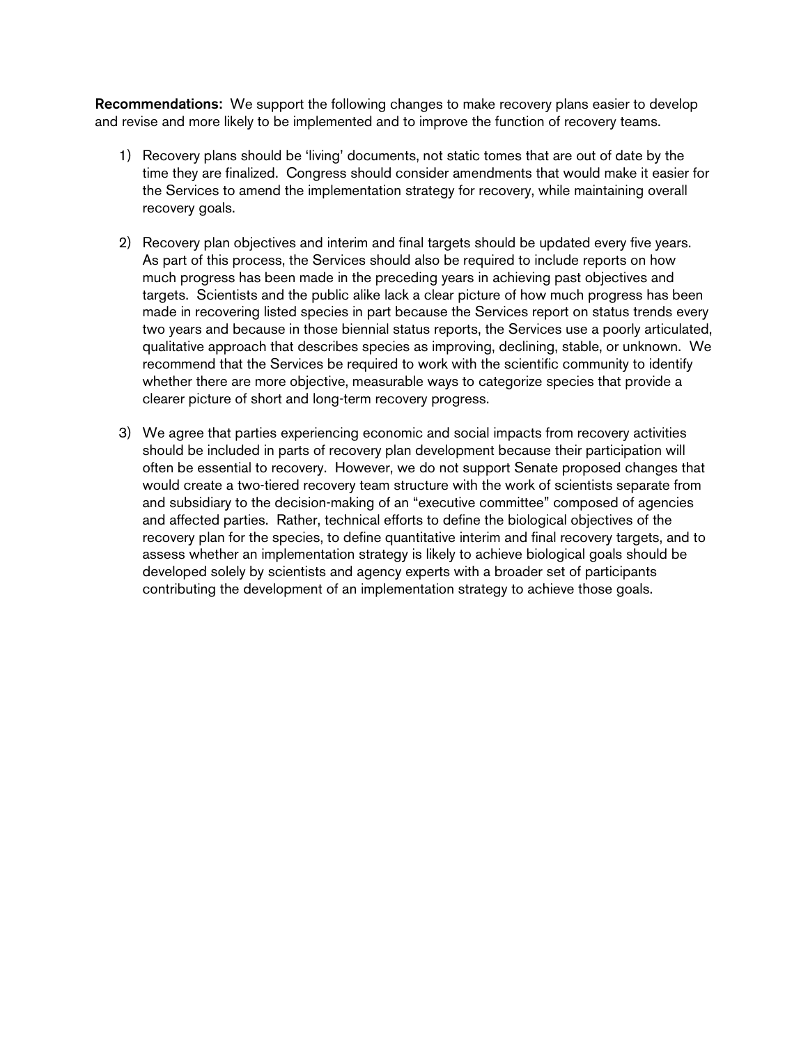**Recommendations:** We support the following changes to make recovery plans easier to develop and revise and more likely to be implemented and to improve the function of recovery teams.

1) Recovery plans should be 'living' documents, not static tomes that are out of date by the time they are finalized. Congress should consider amendments that would make it easier for the Services to amend the implementation strategy for recovery, while maintaining overall recovery goals.

2) Recovery plan objectives and interim and final targets should be updated every five years. As part of this process, the Services should also be required to include reports on how much progress has been made in the preceding years in achieving past objectives and targets. Scientists and the public alike lack a clear picture of how much progress has been made in recovering listed species in part because the Services report on status trends every two years and because in those biennial status reports, the Services use a poorly articulated, qualitative approach that describes species as improving, declining, stable, or unknown. We recommend that the Services be required to work with the scientific community to identify whether there are more objective, measurable ways to categorize species that provide a clearer picture of short and long-term recovery progress.

3) We agree that parties experiencing economic and social impacts from recovery activities should be included in parts of recovery plan development because their participation will often be essential to recovery. However, we do not support Senate proposed changes that would create a two-tiered recovery team structure with the work of scientists separate from and subsidiary to the decision-making of an "executive committee" composed of agencies and affected parties. Rather, technical efforts to define the biological objectives of the recovery plan for the species, to define quantitative interim and final recovery targets, and to assess whether an implementation strategy is likely to achieve biological goals should be developed solely by scientists and agency experts with a broader set of participants contributing the development of an implementation strategy to achieve those goals.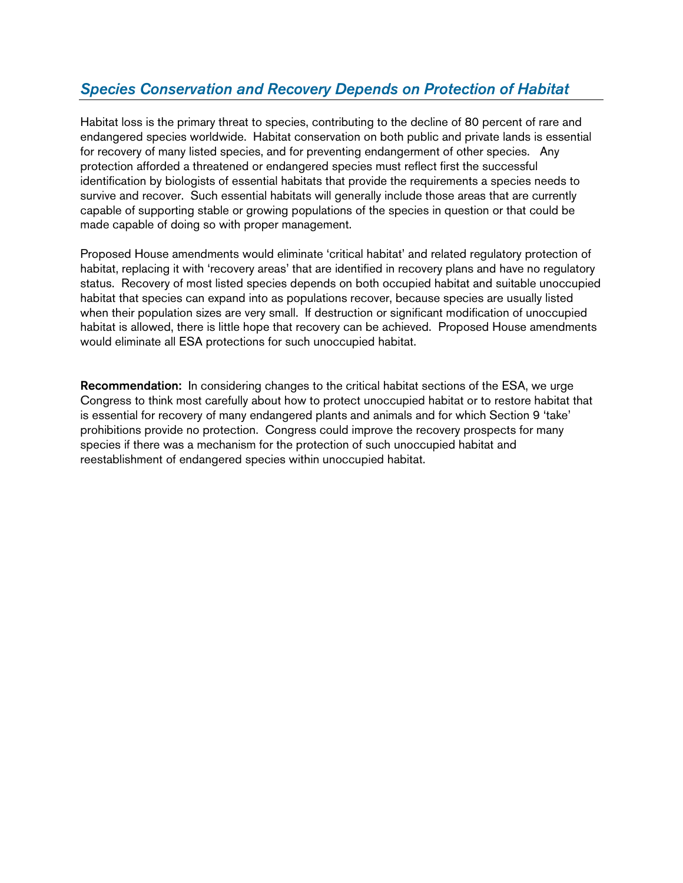## *Species Conservation and Recovery Depends on Protection of Habitat*

Habitat loss is the primary threat to species, contributing to the decline of 80 percent of rare and endangered species worldwide. Habitat conservation on both public and private lands is essential for recovery of many listed species, and for preventing endangerment of other species. Any protection afforded a threatened or endangered species must reflect first the successful identification by biologists of essential habitats that provide the requirements a species needs to survive and recover. Such essential habitats will generally include those areas that are currently capable of supporting stable or growing populations of the species in question or that could be made capable of doing so with proper management.

Proposed House amendments would eliminate 'critical habitat' and related regulatory protection of habitat, replacing it with 'recovery areas' that are identified in recovery plans and have no regulatory status. Recovery of most listed species depends on both occupied habitat and suitable unoccupied habitat that species can expand into as populations recover, because species are usually listed when their population sizes are very small. If destruction or significant modification of unoccupied habitat is allowed, there is little hope that recovery can be achieved. Proposed House amendments would eliminate all ESA protections for such unoccupied habitat.

**Recommendation:** In considering changes to the critical habitat sections of the ESA, we urge Congress to think most carefully about how to protect unoccupied habitat or to restore habitat that is essential for recovery of many endangered plants and animals and for which Section 9 'take' prohibitions provide no protection. Congress could improve the recovery prospects for many species if there was a mechanism for the protection of such unoccupied habitat and reestablishment of endangered species within unoccupied habitat.